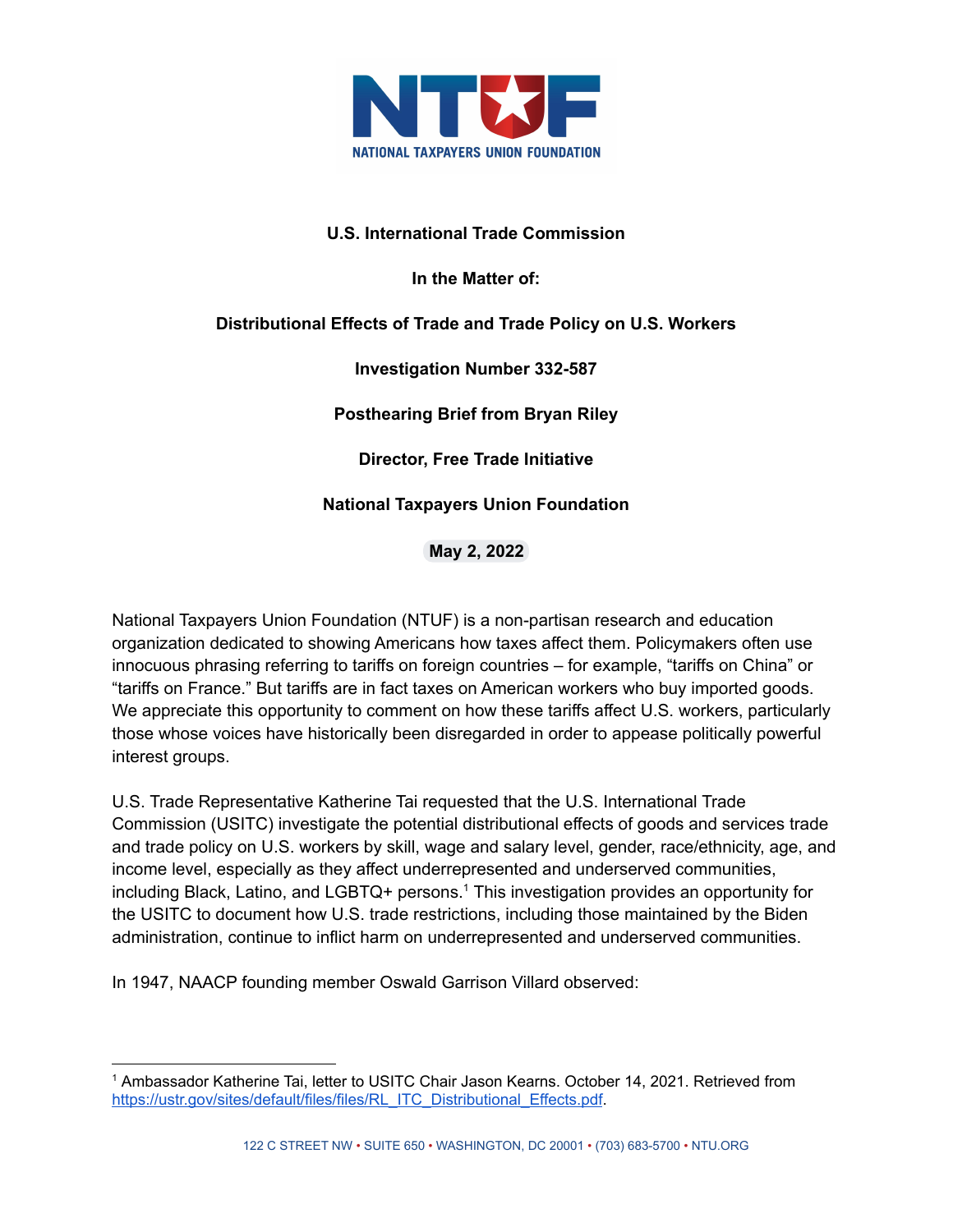**U.S. International Trade Commission**

**In the Matter of:**

**Distributional Effects of Trade and Trade Policy on U.S. Workers**

**Investigation Number 332-587**

**Posthearing Brief from Bryan Riley**

**Director, Free Trade Initiative**

**National Taxpayers Union Foundation**

**May 2, 2022**

National Taxpayers Union Foundation (NTUF) is a non-partisan research and education organization dedicated to showing Americans how taxes affect them. Policymakers often use innocuous phrasing referring to tariffs on foreign countries – for example, "tariffs on China" or "tariffs on France." But tariffs are in fact taxes on American workers who buy imported goods. We appreciate this opportunity to comment on how these tariffs affect U.S. workers, particularly those whose voices have historically been disregarded in order to appease politically powerful interest groups.

U.S. Trade Representative Katherine Tai requested that the U.S. International Trade Commission (USITC) investigate the potential distributional effects of goods and services trade and trade policy on U.S. workers by skill, wage and salary level, gender, race/ethnicity, age, and income level, especially as they affect underrepresented and underserved communities, including Black, Latino, and LGBTQ+ persons.[1] This investigation provides an opportunity for the USITC to document how U.S. trade restrictions, including those maintained by the Biden administration, continue to inflict harm on underrepresented and underserved communities.

In 1947, NAACP founding member Oswald Garrison Villard observed:

---

[1] Ambassador Katherine Tai, letter to USITC Chair Jason Kearns. October 14, 2021. Retrieved from https://ustr.gov/sites/default/files/files/RL_ITC_Distributional_Effects.pdf.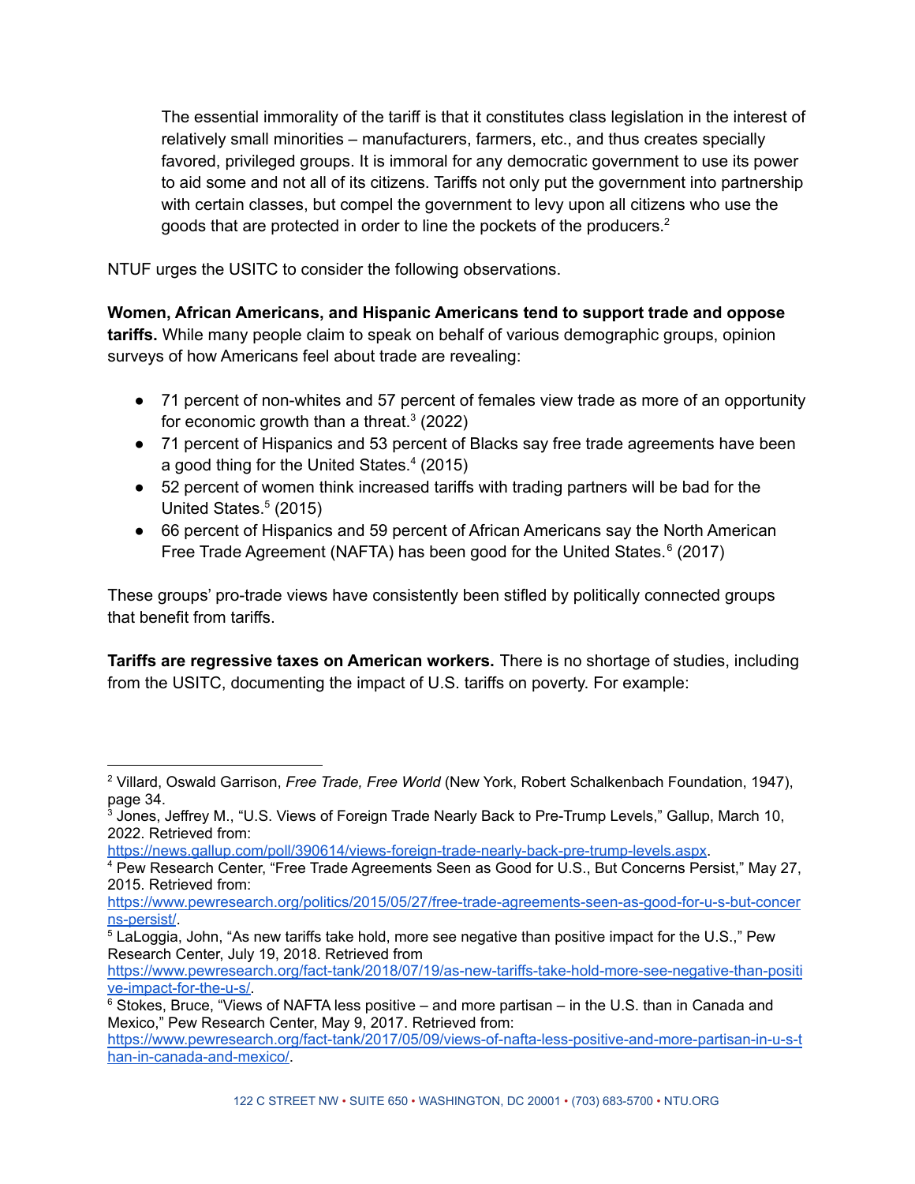> The essential immorality of the tariff is that it constitutes class legislation in the interest of relatively small minorities – manufacturers, farmers, etc., and thus creates specially favored, privileged groups. It is immoral for any democratic government to use its power to aid some and not all of its citizens. Tariffs not only put the government into partnership with certain classes, but compel the government to levy upon all citizens who use the goods that are protected in order to line the pockets of the producers.[2]

NTUF urges the USITC to consider the following observations.

**Women, African Americans, and Hispanic Americans tend to support trade and oppose tariffs.** While many people claim to speak on behalf of various demographic groups, opinion surveys of how Americans feel about trade are revealing:

- 71 percent of non-whites and 57 percent of females view trade as more of an opportunity for economic growth than a threat.[3] (2022)
- 71 percent of Hispanics and 53 percent of Blacks say free trade agreements have been a good thing for the United States.[4] (2015)
- 52 percent of women think increased tariffs with trading partners will be bad for the United States.[5] (2015)
- 66 percent of Hispanics and 59 percent of African Americans say the North American Free Trade Agreement (NAFTA) has been good for the United States.[6] (2017)

These groups' pro-trade views have consistently been stifled by politically connected groups that benefit from tariffs.

**Tariffs are regressive taxes on American workers.** There is no shortage of studies, including from the USITC, documenting the impact of U.S. tariffs on poverty. For example:

---

[2] Villard, Oswald Garrison, *Free Trade, Free World* (New York, Robert Schalkenbach Foundation, 1947), page 34.

[3] Jones, Jeffrey M., "U.S. Views of Foreign Trade Nearly Back to Pre-Trump Levels," Gallup, March 10, 2022. Retrieved from: https://news.gallup.com/poll/390614/views-foreign-trade-nearly-back-pre-trump-levels.aspx.

[4] Pew Research Center, "Free Trade Agreements Seen as Good for U.S., But Concerns Persist," May 27, 2015. Retrieved from: https://www.pewresearch.org/politics/2015/05/27/free-trade-agreements-seen-as-good-for-u-s-but-concerns-persist/.

[5] LaLoggia, John, "As new tariffs take hold, more see negative than positive impact for the U.S.," Pew Research Center, July 19, 2018. Retrieved from https://www.pewresearch.org/fact-tank/2018/07/19/as-new-tariffs-take-hold-more-see-negative-than-positive-impact-for-the-u-s/.

[6] Stokes, Bruce, "Views of NAFTA less positive – and more partisan – in the U.S. than in Canada and Mexico," Pew Research Center, May 9, 2017. Retrieved from: https://www.pewresearch.org/fact-tank/2017/05/09/views-of-nafta-less-positive-and-more-partisan-in-u-s-than-in-canada-and-mexico/.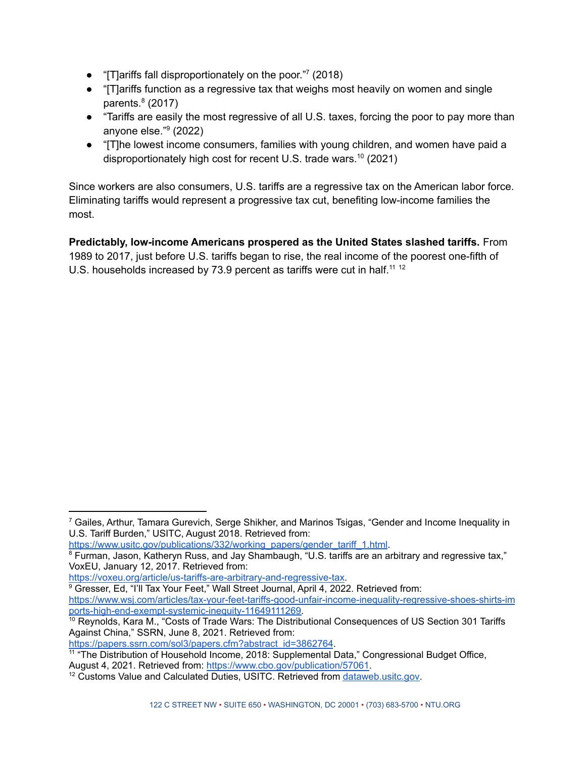- "[T]ariffs fall disproportionately on the poor."[7] (2018)
- "[T]ariffs function as a regressive tax that weighs most heavily on women and single parents.[8] (2017)
- "Tariffs are easily the most regressive of all U.S. taxes, forcing the poor to pay more than anyone else."[9] (2022)
- "[T]he lowest income consumers, families with young children, and women have paid a disproportionately high cost for recent U.S. trade wars.[10] (2021)

Since workers are also consumers, U.S. tariffs are a regressive tax on the American labor force. Eliminating tariffs would represent a progressive tax cut, benefiting low-income families the most.

**Predictably, low-income Americans prospered as the United States slashed tariffs.** From 1989 to 2017, just before U.S. tariffs began to rise, the real income of the poorest one-fifth of U.S. households increased by 73.9 percent as tariffs were cut in half.[11] [12]

---

[7] Gailes, Arthur, Tamara Gurevich, Serge Shikher, and Marinos Tsigas, "Gender and Income Inequality in U.S. Tariff Burden," USITC, August 2018. Retrieved from: https://www.usitc.gov/publications/332/working_papers/gender_tariff_1.html.

[8] Furman, Jason, Katheryn Russ, and Jay Shambaugh, "U.S. tariffs are an arbitrary and regressive tax," VoxEU, January 12, 2017. Retrieved from: https://voxeu.org/article/us-tariffs-are-arbitrary-and-regressive-tax.

[9] Gresser, Ed, "I'll Tax Your Feet," Wall Street Journal, April 4, 2022. Retrieved from: https://www.wsj.com/articles/tax-your-feet-tariffs-good-unfair-income-inequality-regressive-shoes-shirts-imports-high-end-exempt-systemic-inequity-11649111269.

[10] Reynolds, Kara M., "Costs of Trade Wars: The Distributional Consequences of US Section 301 Tariffs Against China," SSRN, June 8, 2021. Retrieved from: https://papers.ssrn.com/sol3/papers.cfm?abstract_id=3862764.

[11] "The Distribution of Household Income, 2018: Supplemental Data," Congressional Budget Office, August 4, 2021. Retrieved from: https://www.cbo.gov/publication/57061.

[12] Customs Value and Calculated Duties, USITC. Retrieved from dataweb.usitc.gov.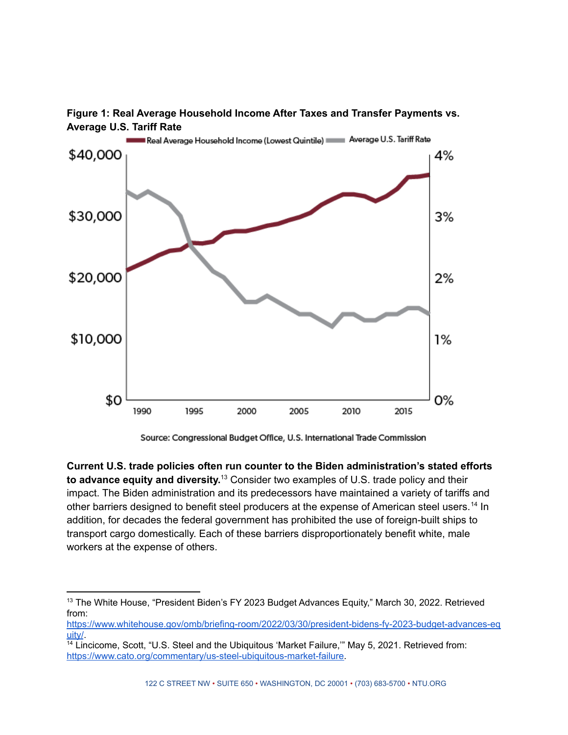**Figure 1: Real Average Household Income After Taxes and Transfer Payments vs. Average U.S. Tariff Rate**

Source: Congressional Budget Office, U.S. International Trade Commission

**Current U.S. trade policies often run counter to the Biden administration's stated efforts to advance equity and diversity.**[13] Consider two examples of U.S. trade policy and their impact. The Biden administration and its predecessors have maintained a variety of tariffs and other barriers designed to benefit steel producers at the expense of American steel users.[14] In addition, for decades the federal government has prohibited the use of foreign-built ships to transport cargo domestically. Each of these barriers disproportionately benefit white, male workers at the expense of others.

---

[13] The White House, "President Biden's FY 2023 Budget Advances Equity," March 30, 2022. Retrieved from: https://www.whitehouse.gov/omb/briefing-room/2022/03/30/president-bidens-fy-2023-budget-advances-equity/.

[14] Lincicome, Scott, "U.S. Steel and the Ubiquitous 'Market Failure,'" May 5, 2021. Retrieved from: https://www.cato.org/commentary/us-steel-ubiquitous-market-failure.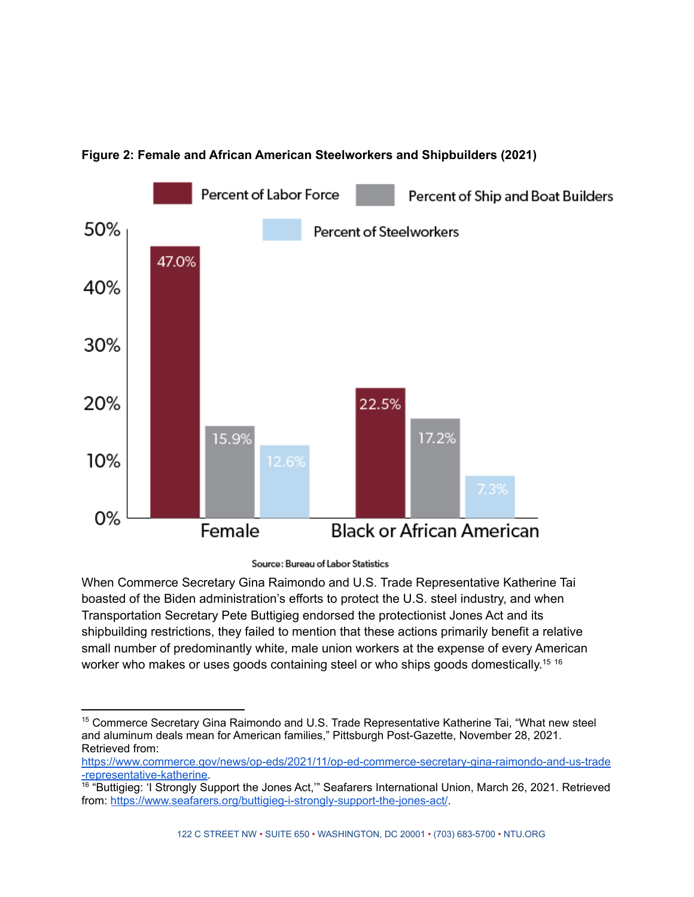**Figure 2: Female and African American Steelworkers and Shipbuilders (2021)**

| | Percent of Labor Force | Percent of Ship and Boat Builders | Percent of Steelworkers |
|---|---|---|---|
| Female | 47.0% | 15.9% | 12.6% |
| Black or African American | 22.5% | 17.2% | 7.3% |

Source: Bureau of Labor Statistics

When Commerce Secretary Gina Raimondo and U.S. Trade Representative Katherine Tai boasted of the Biden administration's efforts to protect the U.S. steel industry, and when Transportation Secretary Pete Buttigieg endorsed the protectionist Jones Act and its shipbuilding restrictions, they failed to mention that these actions primarily benefit a relative small number of predominantly white, male union workers at the expense of every American worker who makes or uses goods containing steel or who ships goods domestically.[15] [16]

---

[15] Commerce Secretary Gina Raimondo and U.S. Trade Representative Katherine Tai, "What new steel and aluminum deals mean for American families," Pittsburgh Post-Gazette, November 28, 2021. Retrieved from: https://www.commerce.gov/news/op-eds/2021/11/op-ed-commerce-secretary-gina-raimondo-and-us-trade-representative-katherine.

[16] "Buttigieg: 'I Strongly Support the Jones Act,'" Seafarers International Union, March 26, 2021. Retrieved from: https://www.seafarers.org/buttigieg-i-strongly-support-the-jones-act/.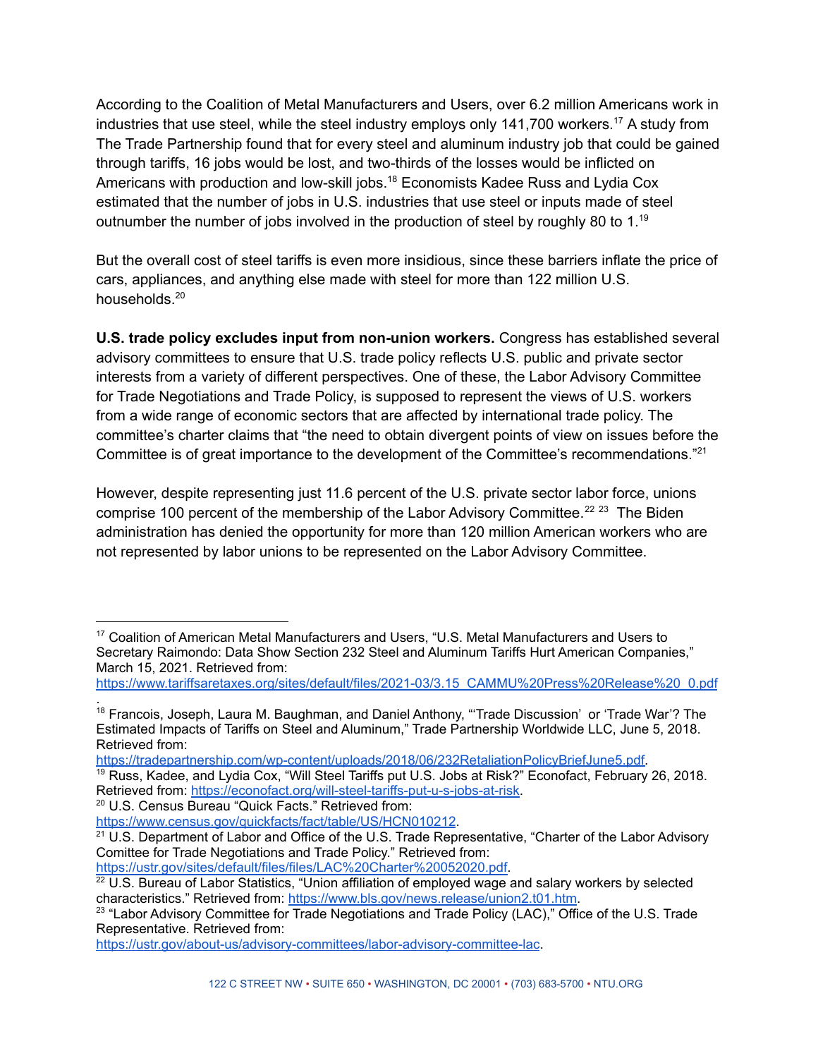According to the Coalition of Metal Manufacturers and Users, over 6.2 million Americans work in industries that use steel, while the steel industry employs only 141,700 workers.[17] A study from The Trade Partnership found that for every steel and aluminum industry job that could be gained through tariffs, 16 jobs would be lost, and two-thirds of the losses would be inflicted on Americans with production and low-skill jobs.[18] Economists Kadee Russ and Lydia Cox estimated that the number of jobs in U.S. industries that use steel or inputs made of steel outnumber the number of jobs involved in the production of steel by roughly 80 to 1.[19]

But the overall cost of steel tariffs is even more insidious, since these barriers inflate the price of cars, appliances, and anything else made with steel for more than 122 million U.S. households.[20]

**U.S. trade policy excludes input from non-union workers.** Congress has established several advisory committees to ensure that U.S. trade policy reflects U.S. public and private sector interests from a variety of different perspectives. One of these, the Labor Advisory Committee for Trade Negotiations and Trade Policy, is supposed to represent the views of U.S. workers from a wide range of economic sectors that are affected by international trade policy. The committee's charter claims that "the need to obtain divergent points of view on issues before the Committee is of great importance to the development of the Committee's recommendations."[21]

However, despite representing just 11.6 percent of the U.S. private sector labor force, unions comprise 100 percent of the membership of the Labor Advisory Committee.[22] [23] The Biden administration has denied the opportunity for more than 120 million American workers who are not represented by labor unions to be represented on the Labor Advisory Committee.

---

[17] Coalition of American Metal Manufacturers and Users, "U.S. Metal Manufacturers and Users to Secretary Raimondo: Data Show Section 232 Steel and Aluminum Tariffs Hurt American Companies," March 15, 2021. Retrieved from: https://www.tariffsaretaxes.org/sites/default/files/2021-03/3.15_CAMMU%20Press%20Release%20_0.pdf.

[18] Francois, Joseph, Laura M. Baughman, and Daniel Anthony, "'Trade Discussion' or 'Trade War'? The Estimated Impacts of Tariffs on Steel and Aluminum," Trade Partnership Worldwide LLC, June 5, 2018. Retrieved from: https://tradepartnership.com/wp-content/uploads/2018/06/232RetaliationPolicyBriefJune5.pdf.

[19] Russ, Kadee, and Lydia Cox, "Will Steel Tariffs put U.S. Jobs at Risk?" Econofact, February 26, 2018. Retrieved from: https://econofact.org/will-steel-tariffs-put-u-s-jobs-at-risk.

[20] U.S. Census Bureau "Quick Facts." Retrieved from: https://www.census.gov/quickfacts/fact/table/US/HCN010212.

[21] U.S. Department of Labor and Office of the U.S. Trade Representative, "Charter of the Labor Advisory Comittee for Trade Negotiations and Trade Policy." Retrieved from: https://ustr.gov/sites/default/files/files/LAC%20Charter%20052020.pdf.

[22] U.S. Bureau of Labor Statistics, "Union affiliation of employed wage and salary workers by selected characteristics." Retrieved from: https://www.bls.gov/news.release/union2.t01.htm.

[23] "Labor Advisory Committee for Trade Negotiations and Trade Policy (LAC)," Office of the U.S. Trade Representative. Retrieved from: https://ustr.gov/about-us/advisory-committees/labor-advisory-committee-lac.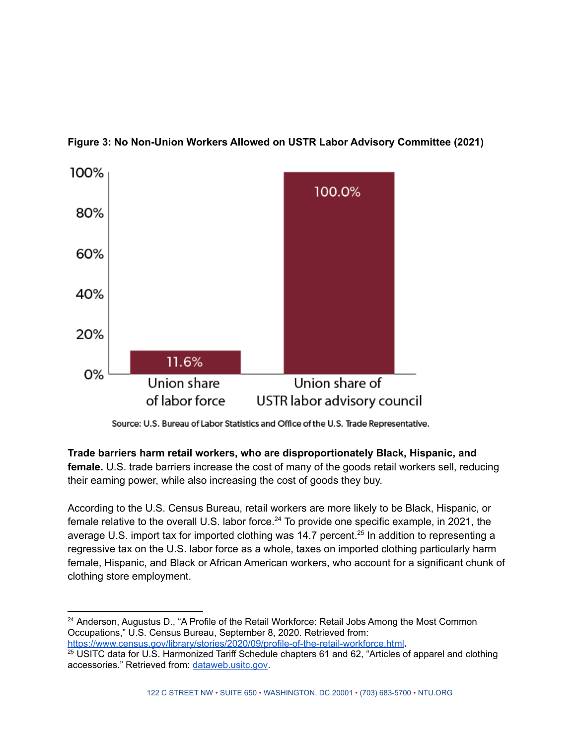**Figure 3: No Non-Union Workers Allowed on USTR Labor Advisory Committee (2021)**

| | Union share of labor force | Union share of USTR labor advisory council |
|---|---|---|
| Share | 11.6% | 100.0% |

Source: U.S. Bureau of Labor Statistics and Office of the U.S. Trade Representative.

**Trade barriers harm retail workers, who are disproportionately Black, Hispanic, and female.** U.S. trade barriers increase the cost of many of the goods retail workers sell, reducing their earning power, while also increasing the cost of goods they buy.

According to the U.S. Census Bureau, retail workers are more likely to be Black, Hispanic, or female relative to the overall U.S. labor force.[24] To provide one specific example, in 2021, the average U.S. import tax for imported clothing was 14.7 percent.[25] In addition to representing a regressive tax on the U.S. labor force as a whole, taxes on imported clothing particularly harm female, Hispanic, and Black or African American workers, who account for a significant chunk of clothing store employment.

---

[24] Anderson, Augustus D., "A Profile of the Retail Workforce: Retail Jobs Among the Most Common Occupations," U.S. Census Bureau, September 8, 2020. Retrieved from: https://www.census.gov/library/stories/2020/09/profile-of-the-retail-workforce.html.

[25] USITC data for U.S. Harmonized Tariff Schedule chapters 61 and 62, "Articles of apparel and clothing accessories." Retrieved from: dataweb.usitc.gov.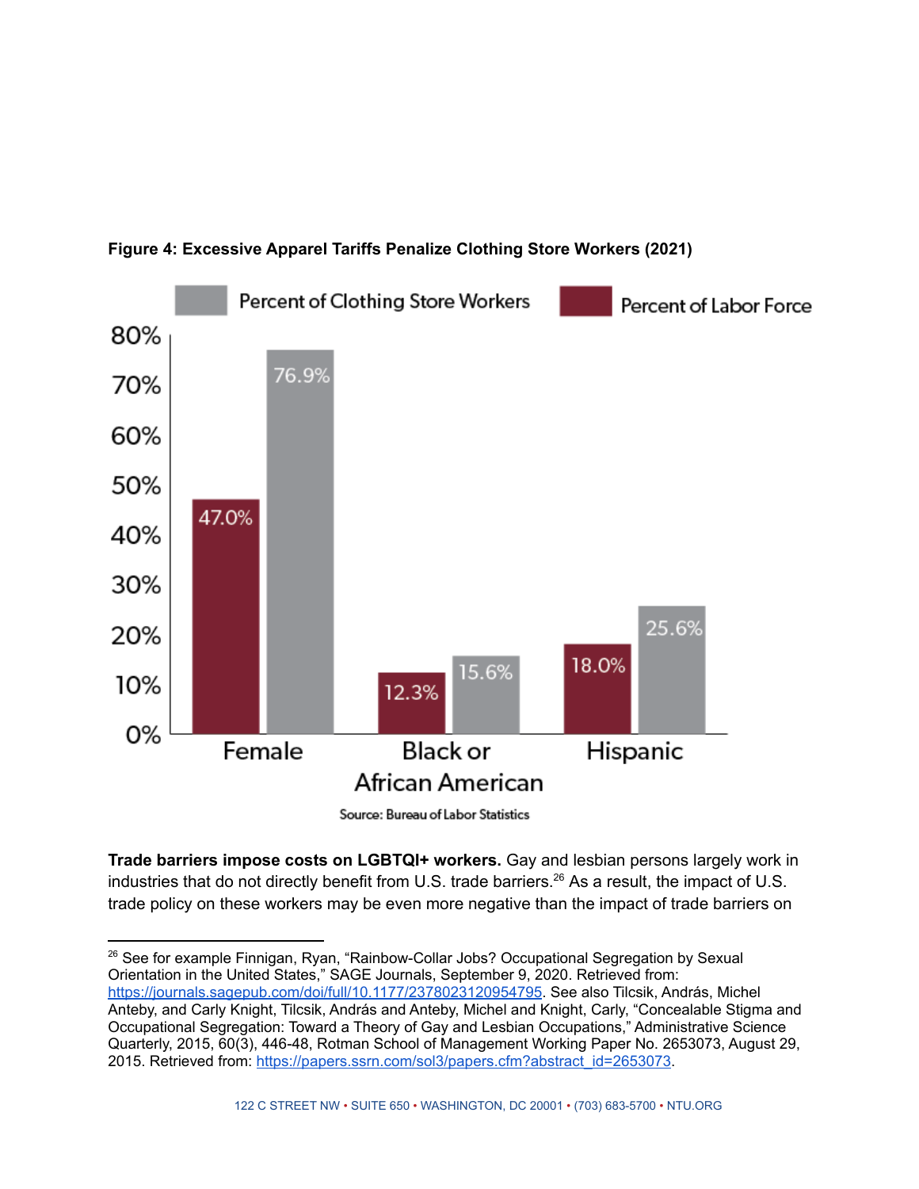**Figure 4: Excessive Apparel Tariffs Penalize Clothing Store Workers (2021)**

| | Percent of Labor Force | Percent of Clothing Store Workers |
|---|---|---|
| Female | 47.0% | 76.9% |
| Black or African American | 12.3% | 15.6% |
| Hispanic | 18.0% | 25.6% |

Source: Bureau of Labor Statistics

**Trade barriers impose costs on LGBTQI+ workers.** Gay and lesbian persons largely work in industries that do not directly benefit from U.S. trade barriers.[26] As a result, the impact of U.S. trade policy on these workers may be even more negative than the impact of trade barriers on

[26] See for example Finnigan, Ryan, "Rainbow-Collar Jobs? Occupational Segregation by Sexual Orientation in the United States," SAGE Journals, September 9, 2020. Retrieved from: https://journals.sagepub.com/doi/full/10.1177/2378023120954795. See also Tilcsik, András, Michel Anteby, and Carly Knight, Tilcsik, András and Anteby, Michel and Knight, Carly, "Concealable Stigma and Occupational Segregation: Toward a Theory of Gay and Lesbian Occupations," Administrative Science Quarterly, 2015, 60(3), 446-48, Rotman School of Management Working Paper No. 2653073, August 29, 2015. Retrieved from: https://papers.ssrn.com/sol3/papers.cfm?abstract_id=2653073.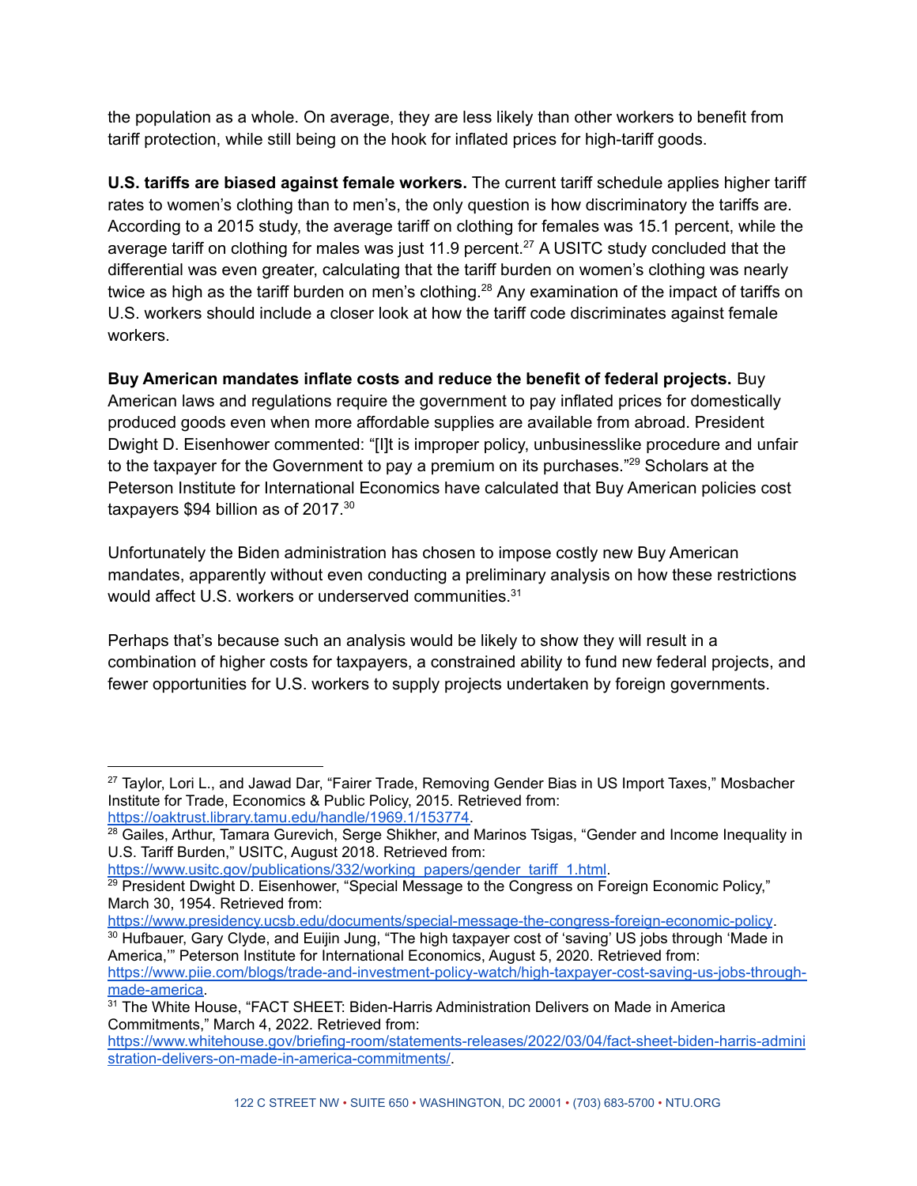the population as a whole. On average, they are less likely than other workers to benefit from tariff protection, while still being on the hook for inflated prices for high-tariff goods.

**U.S. tariffs are biased against female workers.** The current tariff schedule applies higher tariff rates to women's clothing than to men's, the only question is how discriminatory the tariffs are. According to a 2015 study, the average tariff on clothing for females was 15.1 percent, while the average tariff on clothing for males was just 11.9 percent.[27] A USITC study concluded that the differential was even greater, calculating that the tariff burden on women's clothing was nearly twice as high as the tariff burden on men's clothing.[28] Any examination of the impact of tariffs on U.S. workers should include a closer look at how the tariff code discriminates against female workers.

**Buy American mandates inflate costs and reduce the benefit of federal projects.** Buy American laws and regulations require the government to pay inflated prices for domestically produced goods even when more affordable supplies are available from abroad. President Dwight D. Eisenhower commented: "[I]t is improper policy, unbusinesslike procedure and unfair to the taxpayer for the Government to pay a premium on its purchases."[29] Scholars at the Peterson Institute for International Economics have calculated that Buy American policies cost taxpayers $94 billion as of 2017.[30]

Unfortunately the Biden administration has chosen to impose costly new Buy American mandates, apparently without even conducting a preliminary analysis on how these restrictions would affect U.S. workers or underserved communities.[31]

Perhaps that's because such an analysis would be likely to show they will result in a combination of higher costs for taxpayers, a constrained ability to fund new federal projects, and fewer opportunities for U.S. workers to supply projects undertaken by foreign governments.

---

[27] Taylor, Lori L., and Jawad Dar, "Fairer Trade, Removing Gender Bias in US Import Taxes," Mosbacher Institute for Trade, Economics & Public Policy, 2015. Retrieved from: https://oaktrust.library.tamu.edu/handle/1969.1/153774.

[28] Gailes, Arthur, Tamara Gurevich, Serge Shikher, and Marinos Tsigas, "Gender and Income Inequality in U.S. Tariff Burden," USITC, August 2018. Retrieved from: https://www.usitc.gov/publications/332/working_papers/gender_tariff_1.html.

[29] President Dwight D. Eisenhower, "Special Message to the Congress on Foreign Economic Policy," March 30, 1954. Retrieved from: https://www.presidency.ucsb.edu/documents/special-message-the-congress-foreign-economic-policy.

[30] Hufbauer, Gary Clyde, and Euijin Jung, "The high taxpayer cost of 'saving' US jobs through 'Made in America,'" Peterson Institute for International Economics, August 5, 2020. Retrieved from: https://www.piie.com/blogs/trade-and-investment-policy-watch/high-taxpayer-cost-saving-us-jobs-through-made-america.

[31] The White House, "FACT SHEET: Biden-Harris Administration Delivers on Made in America Commitments," March 4, 2022. Retrieved from: https://www.whitehouse.gov/briefing-room/statements-releases/2022/03/04/fact-sheet-biden-harris-administration-delivers-on-made-in-america-commitments/.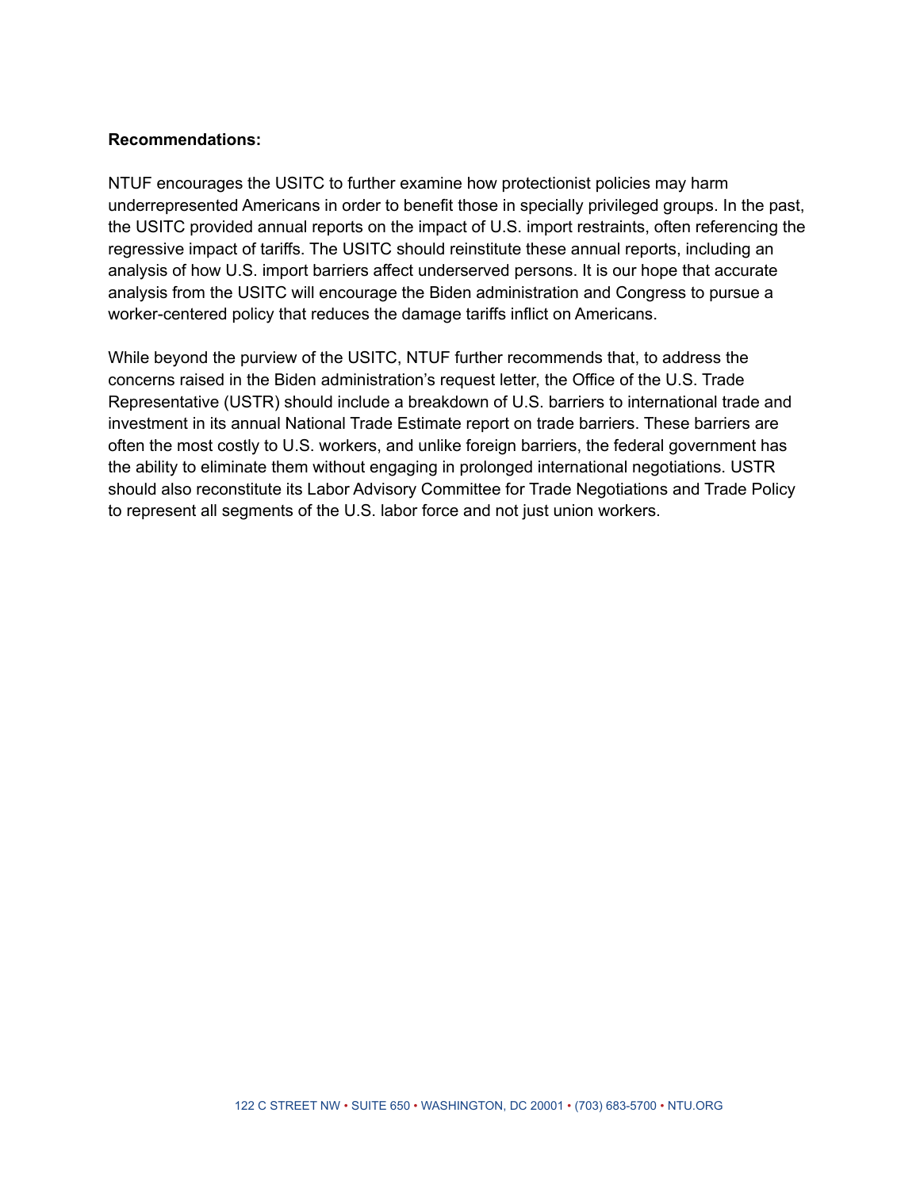**Recommendations:**

NTUF encourages the USITC to further examine how protectionist policies may harm underrepresented Americans in order to benefit those in specially privileged groups. In the past, the USITC provided annual reports on the impact of U.S. import restraints, often referencing the regressive impact of tariffs. The USITC should reinstitute these annual reports, including an analysis of how U.S. import barriers affect underserved persons. It is our hope that accurate analysis from the USITC will encourage the Biden administration and Congress to pursue a worker-centered policy that reduces the damage tariffs inflict on Americans.

While beyond the purview of the USITC, NTUF further recommends that, to address the concerns raised in the Biden administration's request letter, the Office of the U.S. Trade Representative (USTR) should include a breakdown of U.S. barriers to international trade and investment in its annual National Trade Estimate report on trade barriers. These barriers are often the most costly to U.S. workers, and unlike foreign barriers, the federal government has the ability to eliminate them without engaging in prolonged international negotiations. USTR should also reconstitute its Labor Advisory Committee for Trade Negotiations and Trade Policy to represent all segments of the U.S. labor force and not just union workers.